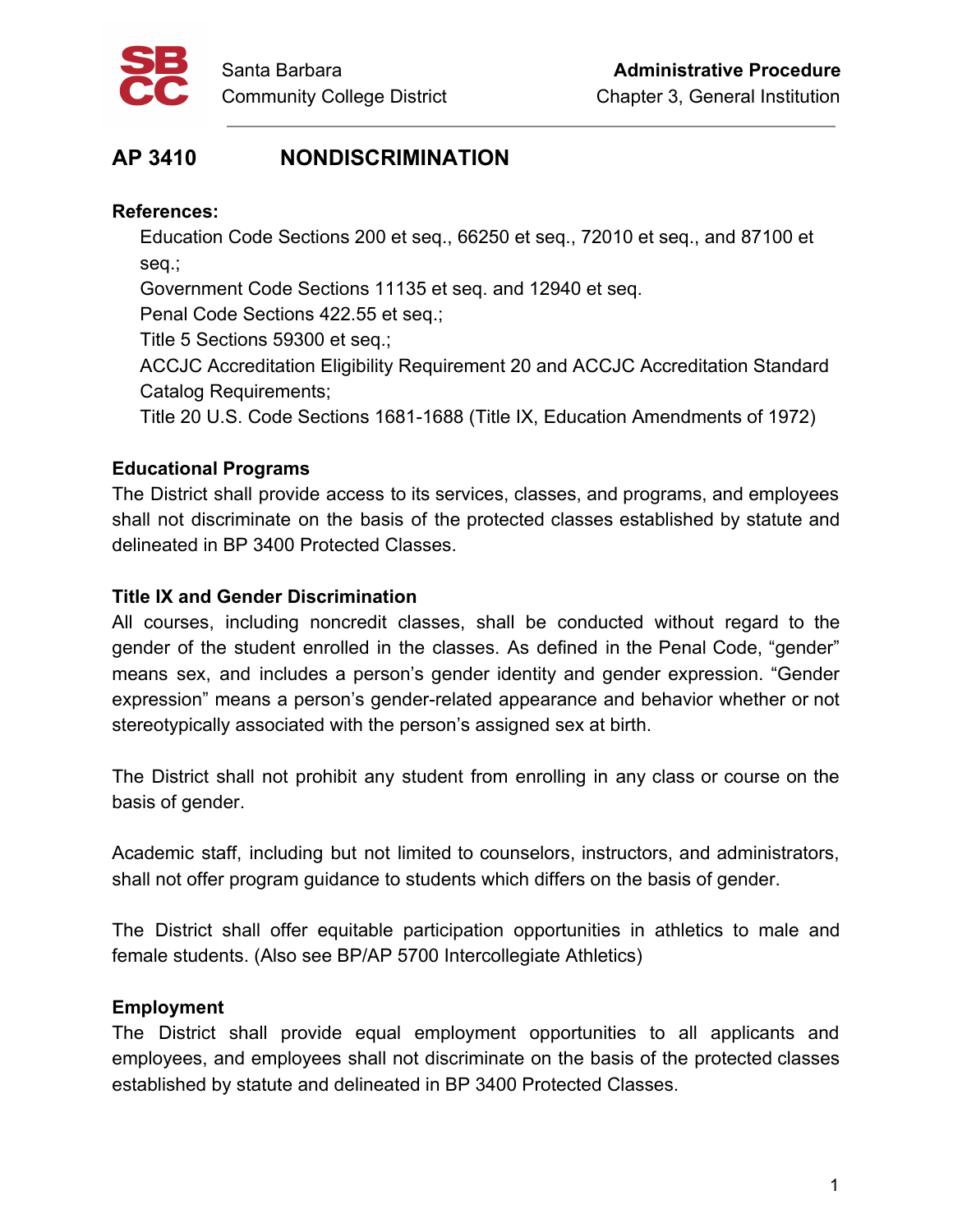Santa Barbara Community College District

**Administrative Procedure**
Chapter 3, General Institution

# AP 3410 NONDISCRIMINATION

**References:**

Education Code Sections 200 et seq., 66250 et seq., 72010 et seq., and 87100 et seq.;
Government Code Sections 11135 et seq. and 12940 et seq.
Penal Code Sections 422.55 et seq.;
Title 5 Sections 59300 et seq.;
ACCJC Accreditation Eligibility Requirement 20 and ACCJC Accreditation Standard Catalog Requirements;
Title 20 U.S. Code Sections 1681-1688 (Title IX, Education Amendments of 1972)

## Educational Programs

The District shall provide access to its services, classes, and programs, and employees shall not discriminate on the basis of the protected classes established by statute and delineated in BP 3400 Protected Classes.

## Title IX and Gender Discrimination

All courses, including noncredit classes, shall be conducted without regard to the gender of the student enrolled in the classes. As defined in the Penal Code, "gender" means sex, and includes a person's gender identity and gender expression. "Gender expression" means a person's gender-related appearance and behavior whether or not stereotypically associated with the person's assigned sex at birth.

The District shall not prohibit any student from enrolling in any class or course on the basis of gender.

Academic staff, including but not limited to counselors, instructors, and administrators, shall not offer program guidance to students which differs on the basis of gender.

The District shall offer equitable participation opportunities in athletics to male and female students. (Also see BP/AP 5700 Intercollegiate Athletics)

## Employment

The District shall provide equal employment opportunities to all applicants and employees, and employees shall not discriminate on the basis of the protected classes established by statute and delineated in BP 3400 Protected Classes.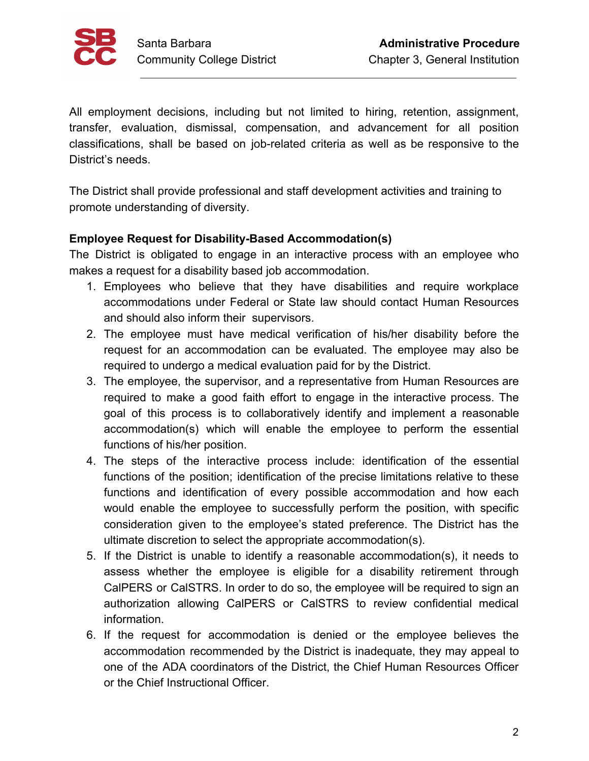All employment decisions, including but not limited to hiring, retention, assignment, transfer, evaluation, dismissal, compensation, and advancement for all position classifications, shall be based on job-related criteria as well as be responsive to the District's needs.

The District shall provide professional and staff development activities and training to promote understanding of diversity.

**Employee Request for Disability-Based Accommodation(s)**

The District is obligated to engage in an interactive process with an employee who makes a request for a disability based job accommodation.

1. Employees who believe that they have disabilities and require workplace accommodations under Federal or State law should contact Human Resources and should also inform their supervisors.
2. The employee must have medical verification of his/her disability before the request for an accommodation can be evaluated. The employee may also be required to undergo a medical evaluation paid for by the District.
3. The employee, the supervisor, and a representative from Human Resources are required to make a good faith effort to engage in the interactive process. The goal of this process is to collaboratively identify and implement a reasonable accommodation(s) which will enable the employee to perform the essential functions of his/her position.
4. The steps of the interactive process include: identification of the essential functions of the position; identification of the precise limitations relative to these functions and identification of every possible accommodation and how each would enable the employee to successfully perform the position, with specific consideration given to the employee's stated preference. The District has the ultimate discretion to select the appropriate accommodation(s).
5. If the District is unable to identify a reasonable accommodation(s), it needs to assess whether the employee is eligible for a disability retirement through CalPERS or CalSTRS. In order to do so, the employee will be required to sign an authorization allowing CalPERS or CalSTRS to review confidential medical information.
6. If the request for accommodation is denied or the employee believes the accommodation recommended by the District is inadequate, they may appeal to one of the ADA coordinators of the District, the Chief Human Resources Officer or the Chief Instructional Officer.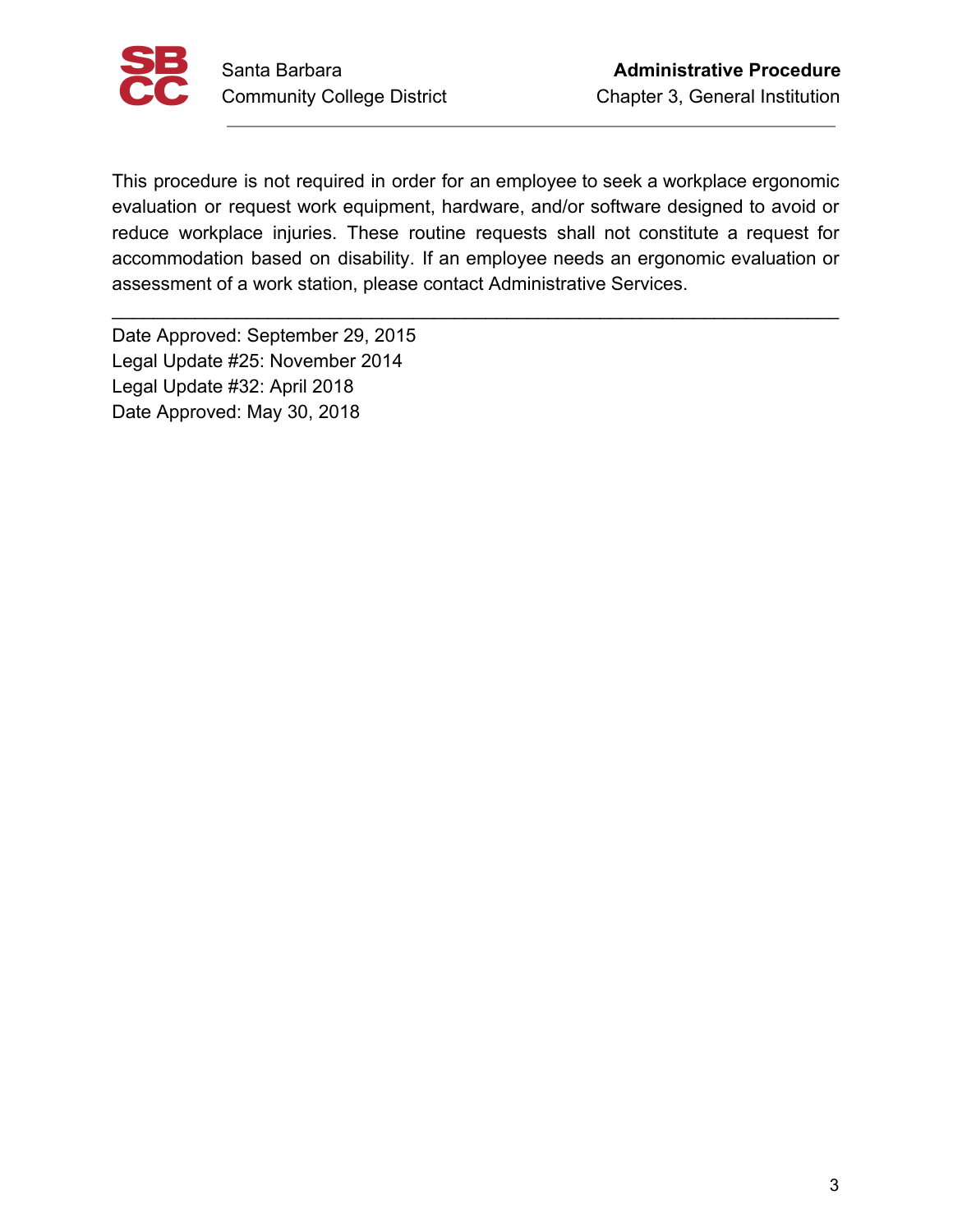This procedure is not required in order for an employee to seek a workplace ergonomic evaluation or request work equipment, hardware, and/or software designed to avoid or reduce workplace injuries. These routine requests shall not constitute a request for accommodation based on disability. If an employee needs an ergonomic evaluation or assessment of a work station, please contact Administrative Services.

---

Date Approved: September 29, 2015  
Legal Update #25: November 2014  
Legal Update #32: April 2018  
Date Approved: May 30, 2018